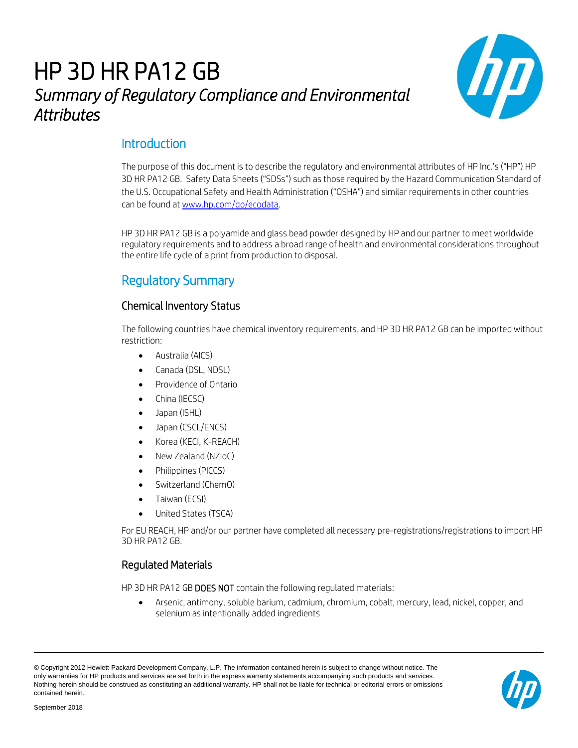# HP 3D HR PA12 GB

*Summary of Regulatory Compliance and Environmental Attributes*

## Introduction

The purpose of this document is to describe the regulatory and environmental attributes of HP Inc.'s ("HP") HP 3D HR PA12 GB. Safety Data Sheets ("SDSs") such as those required by the Hazard Communication Standard of the U.S. Occupational Safety and Health Administration ("OSHA") and similar requirements in other countries can be found at www.hp.com/go/ecodata.

HP 3D HR PA12 GB is a polyamide and glass bead powder designed by HP and our partner to meet worldwide regulatory requirements and to address a broad range of health and environmental considerations throughout the entire life cycle of a print from production to disposal.

## Regulatory Summary

### Chemical Inventory Status

The following countries have chemical inventory requirements, and HP 3D HR PA12 GB can be imported without restriction:

- Australia (AICS)
- Canada (DSL, NDSL)
- Providence of Ontario
- China (IECSC)
- Japan (ISHL)
- Japan (CSCL/ENCS)
- Korea (KECI, K-REACH)
- New Zealand (NZIoC)
- Philippines (PICCS)
- Switzerland (ChemO)
- Taiwan (ECSI)
- United States (TSCA)

For EU REACH, HP and/or our partner have completed all necessary pre-registrations/registrations to import HP 3D HR PA12 GB.

### Regulated Materials

HP 3D HR PA12 GB **DOES NOT** contain the following regulated materials:

- Arsenic, antimony, soluble barium, cadmium, chromium, cobalt, mercury, lead, nickel, copper, and selenium as intentionally added ingredients

© Copyright 2012 Hewlett-Packard Development Company, L.P. The information contained herein is subject to change without notice. The only warranties for HP products and services are set forth in the express warranty statements accompanying such products and services. Nothing herein should be construed as constituting an additional warranty. HP shall not be liable for technical or editorial errors or omissions contained herein.

September 2018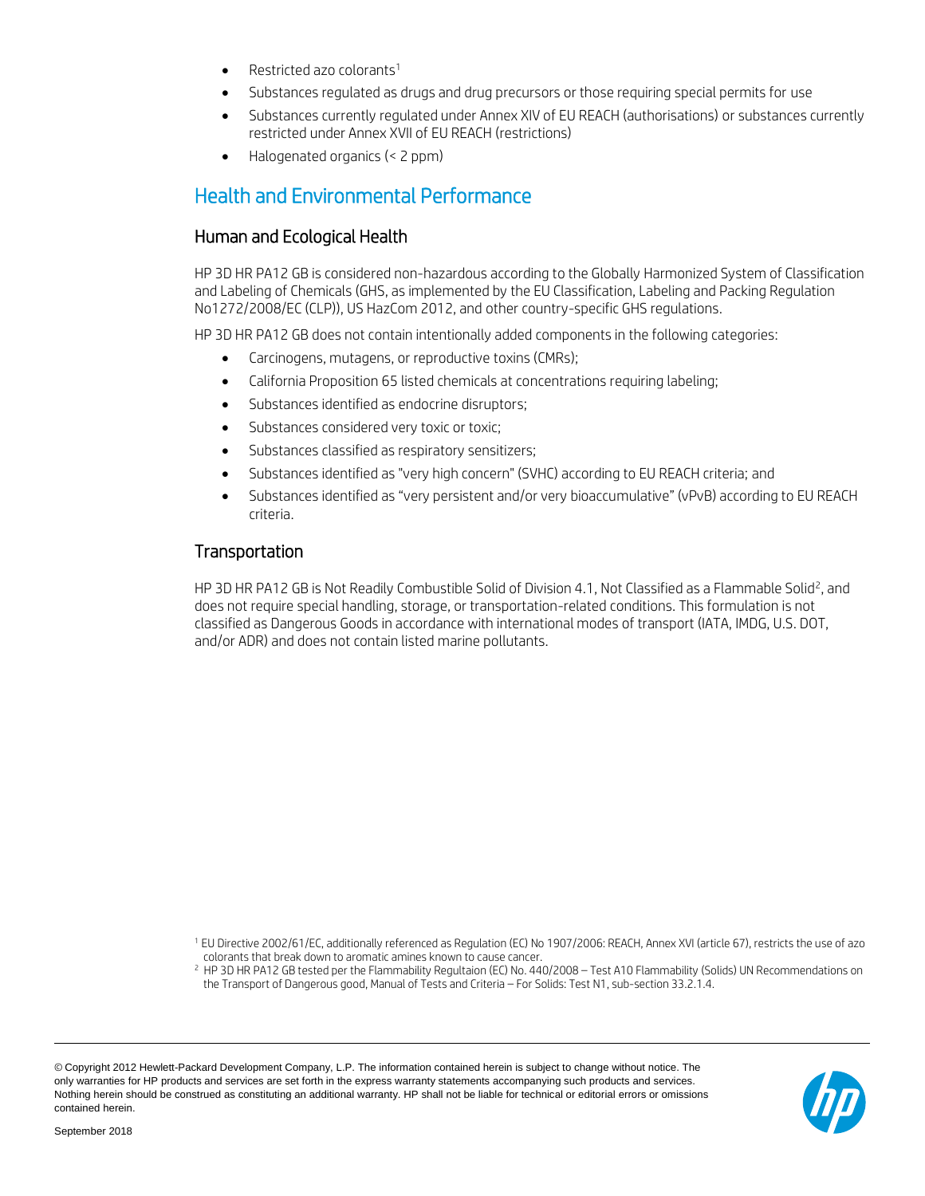- Restricted azo colorants[1]
- Substances regulated as drugs and drug precursors or those requiring special permits for use
- Substances currently regulated under Annex XIV of EU REACH (authorisations) or substances currently restricted under Annex XVII of EU REACH (restrictions)
- Halogenated organics (< 2 ppm)

## Health and Environmental Performance

### Human and Ecological Health

HP 3D HR PA12 GB is considered non-hazardous according to the Globally Harmonized System of Classification and Labeling of Chemicals (GHS, as implemented by the EU Classification, Labeling and Packing Regulation No1272/2008/EC (CLP)), US HazCom 2012, and other country-specific GHS regulations.

HP 3D HR PA12 GB does not contain intentionally added components in the following categories:

- Carcinogens, mutagens, or reproductive toxins (CMRs);
- California Proposition 65 listed chemicals at concentrations requiring labeling;
- Substances identified as endocrine disruptors;
- Substances considered very toxic or toxic;
- Substances classified as respiratory sensitizers;
- Substances identified as "very high concern" (SVHC) according to EU REACH criteria; and
- Substances identified as “very persistent and/or very bioaccumulative” (vPvB) according to EU REACH criteria.

### Transportation

HP 3D HR PA12 GB is Not Readily Combustible Solid of Division 4.1, Not Classified as a Flammable Solid[2], and does not require special handling, storage, or transportation-related conditions. This formulation is not classified as Dangerous Goods in accordance with international modes of transport (IATA, IMDG, U.S. DOT, and/or ADR) and does not contain listed marine pollutants.

[1] EU Directive 2002/61/EC, additionally referenced as Regulation (EC) No 1907/2006: REACH, Annex XVI (article 67), restricts the use of azo colorants that break down to aromatic amines known to cause cancer.

[2] HP 3D HR PA12 GB tested per the Flammability Regultaion (EC) No. 440/2008 – Test A10 Flammability (Solids) UN Recommendations on the Transport of Dangerous good, Manual of Tests and Criteria – For Solids: Test N1, sub-section 33.2.1.4.

© Copyright 2012 Hewlett-Packard Development Company, L.P. The information contained herein is subject to change without notice. The only warranties for HP products and services are set forth in the express warranty statements accompanying such products and services. Nothing herein should be construed as constituting an additional warranty. HP shall not be liable for technical or editorial errors or omissions contained herein.

September 2018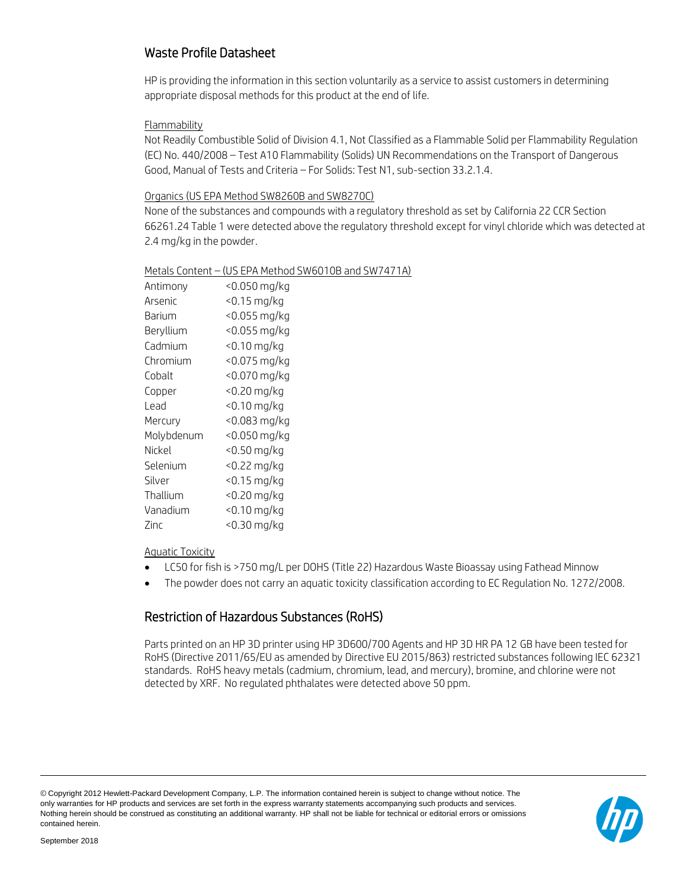## Waste Profile Datasheet

HP is providing the information in this section voluntarily as a service to assist customers in determining appropriate disposal methods for this product at the end of life.

Flammability

Not Readily Combustible Solid of Division 4.1, Not Classified as a Flammable Solid per Flammability Regulation (EC) No. 440/2008 – Test A10 Flammability (Solids) UN Recommendations on the Transport of Dangerous Good, Manual of Tests and Criteria – For Solids: Test N1, sub-section 33.2.1.4.

Organics (US EPA Method SW8260B and SW8270C)

None of the substances and compounds with a regulatory threshold as set by California 22 CCR Section 66261.24 Table 1 were detected above the regulatory threshold except for vinyl chloride which was detected at 2.4 mg/kg in the powder.

Metals Content – (US EPA Method SW6010B and SW7471A)

| | |
|---|---|
| Antimony | <0.050 mg/kg |
| Arsenic | <0.15 mg/kg |
| Barium | <0.055 mg/kg |
| Beryllium | <0.055 mg/kg |
| Cadmium | <0.10 mg/kg |
| Chromium | <0.075 mg/kg |
| Cobalt | <0.070 mg/kg |
| Copper | <0.20 mg/kg |
| Lead | <0.10 mg/kg |
| Mercury | <0.083 mg/kg |
| Molybdenum | <0.050 mg/kg |
| Nickel | <0.50 mg/kg |
| Selenium | <0.22 mg/kg |
| Silver | <0.15 mg/kg |
| Thallium | <0.20 mg/kg |
| Vanadium | <0.10 mg/kg |
| Zinc | <0.30 mg/kg |

Aquatic Toxicity

- LC50 for fish is >750 mg/L per DOHS (Title 22) Hazardous Waste Bioassay using Fathead Minnow
- The powder does not carry an aquatic toxicity classification according to EC Regulation No. 1272/2008.

## Restriction of Hazardous Substances (RoHS)

Parts printed on an HP 3D printer using HP 3D600/700 Agents and HP 3D HR PA 12 GB have been tested for RoHS (Directive 2011/65/EU as amended by Directive EU 2015/863) restricted substances following IEC 62321 standards. RoHS heavy metals (cadmium, chromium, lead, and mercury), bromine, and chlorine were not detected by XRF. No regulated phthalates were detected above 50 ppm.

© Copyright 2012 Hewlett-Packard Development Company, L.P. The information contained herein is subject to change without notice. The only warranties for HP products and services are set forth in the express warranty statements accompanying such products and services. Nothing herein should be construed as constituting an additional warranty. HP shall not be liable for technical or editorial errors or omissions contained herein.

September 2018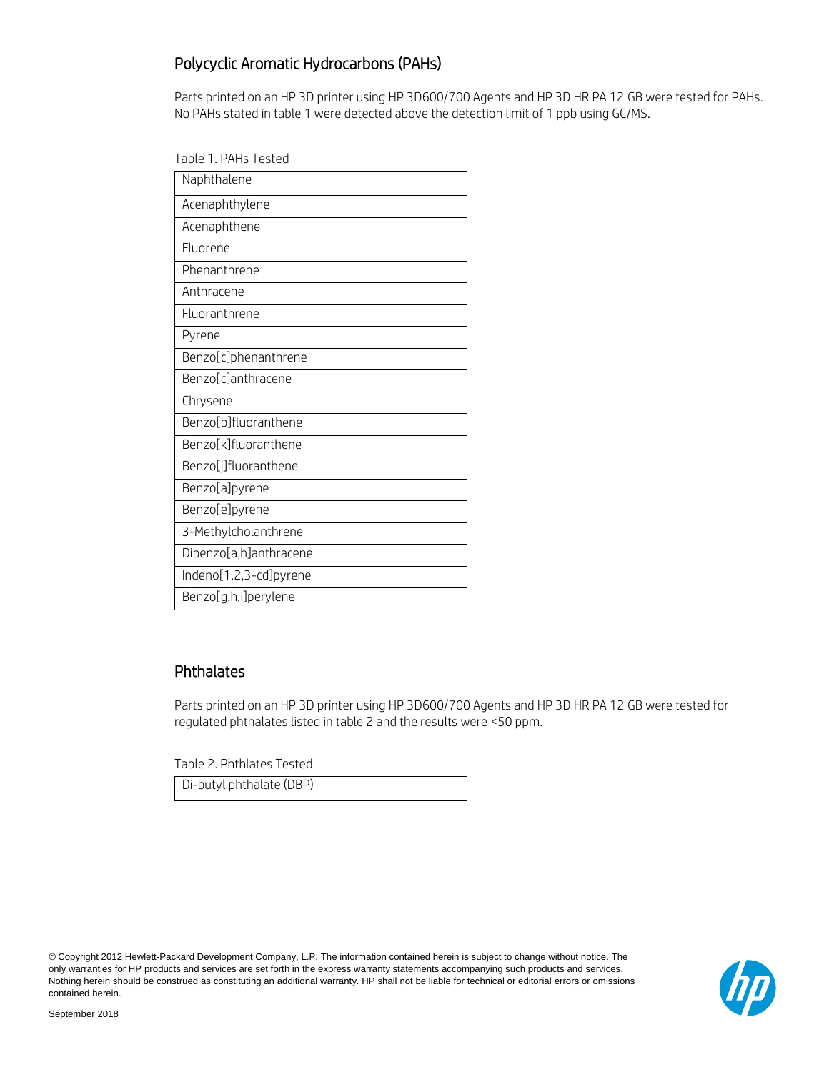## Polycyclic Aromatic Hydrocarbons (PAHs)

Parts printed on an HP 3D printer using HP 3D600/700 Agents and HP 3D HR PA 12 GB were tested for PAHs. No PAHs stated in table 1 were detected above the detection limit of 1 ppb using GC/MS.

Table 1. PAHs Tested

| |
|---|
| Naphthalene |
| Acenaphthylene |
| Acenaphthene |
| Fluorene |
| Phenanthrene |
| Anthracene |
| Fluoranthrene |
| Pyrene |
| Benzo[c]phenanthrene |
| Benzo[c]anthracene |
| Chrysene |
| Benzo[b]fluoranthene |
| Benzo[k]fluoranthene |
| Benzo[j]fluoranthene |
| Benzo[a]pyrene |
| Benzo[e]pyrene |
| 3-Methylcholanthrene |
| Dibenzo[a,h]anthracene |
| Indeno[1,2,3-cd]pyrene |
| Benzo[g,h,i]perylene |

## Phthalates

Parts printed on an HP 3D printer using HP 3D600/700 Agents and HP 3D HR PA 12 GB were tested for regulated phthalates listed in table 2 and the results were <50 ppm.

Table 2. Phthlates Tested

| |
|---|
| Di-butyl phthalate (DBP) |

© Copyright 2012 Hewlett-Packard Development Company, L.P. The information contained herein is subject to change without notice. The only warranties for HP products and services are set forth in the express warranty statements accompanying such products and services. Nothing herein should be construed as constituting an additional warranty. HP shall not be liable for technical or editorial errors or omissions contained herein.

September 2018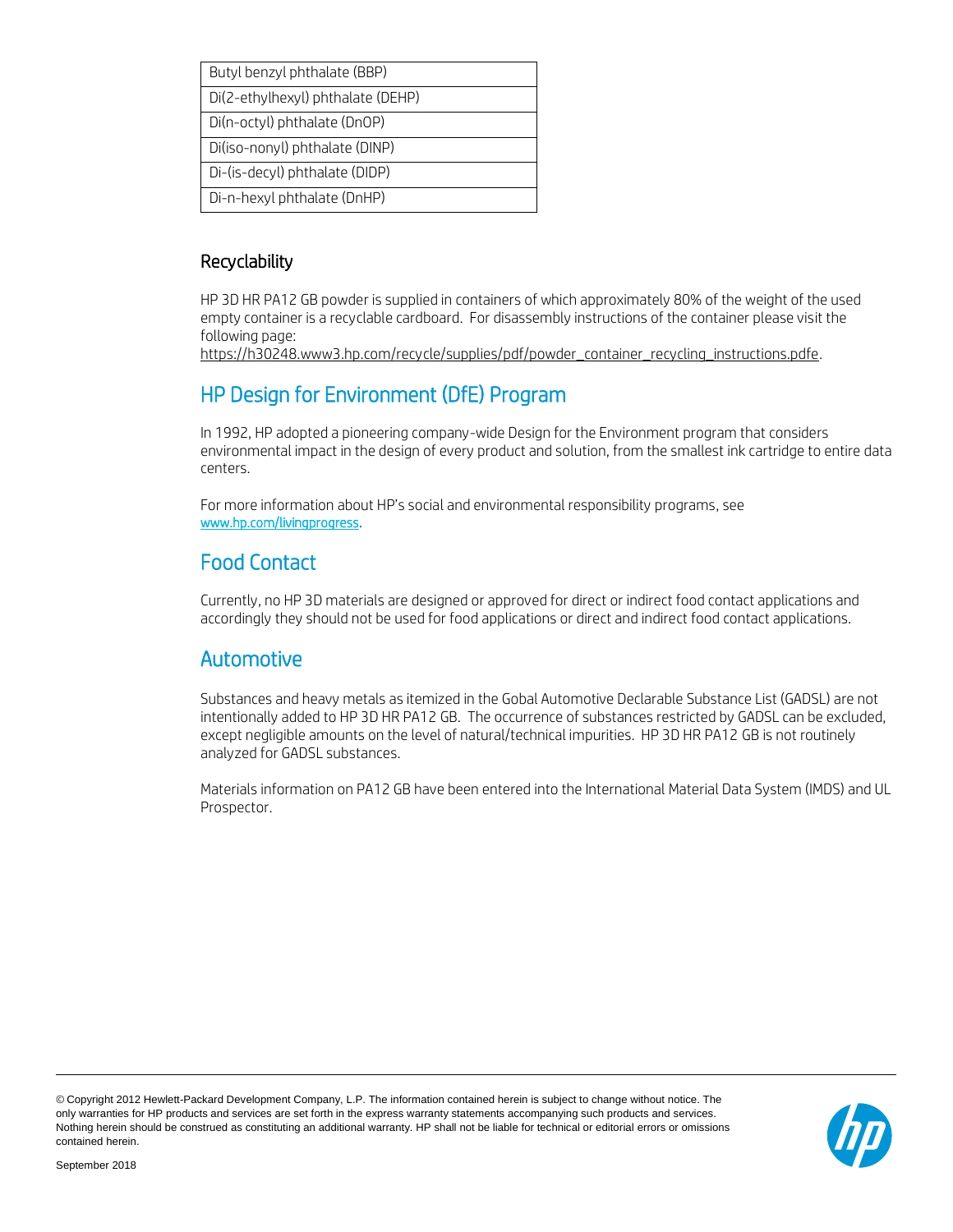| |
|---|
| Butyl benzyl phthalate (BBP) |
| Di(2-ethylhexyl) phthalate (DEHP) |
| Di(n-octyl) phthalate (DnOP) |
| Di(iso-nonyl) phthalate (DINP) |
| Di-(is-decyl) phthalate (DIDP) |
| Di-n-hexyl phthalate (DnHP) |

### Recyclability

HP 3D HR PA12 GB powder is supplied in containers of which approximately 80% of the weight of the used empty container is a recyclable cardboard. For disassembly instructions of the container please visit the following page:
https://h30248.www3.hp.com/recycle/supplies/pdf/powder_container_recycling_instructions.pdfe.

## HP Design for Environment (DfE) Program

In 1992, HP adopted a pioneering company-wide Design for the Environment program that considers environmental impact in the design of every product and solution, from the smallest ink cartridge to entire data centers.

For more information about HP's social and environmental responsibility programs, see www.hp.com/livingprogress.

## Food Contact

Currently, no HP 3D materials are designed or approved for direct or indirect food contact applications and accordingly they should not be used for food applications or direct and indirect food contact applications.

## Automotive

Substances and heavy metals as itemized in the Gobal Automotive Declarable Substance List (GADSL) are not intentionally added to HP 3D HR PA12 GB. The occurrence of substances restricted by GADSL can be excluded, except negligible amounts on the level of natural/technical impurities. HP 3D HR PA12 GB is not routinely analyzed for GADSL substances.

Materials information on PA12 GB have been entered into the International Material Data System (IMDS) and UL Prospector.

© Copyright 2012 Hewlett-Packard Development Company, L.P. The information contained herein is subject to change without notice. The only warranties for HP products and services are set forth in the express warranty statements accompanying such products and services. Nothing herein should be construed as constituting an additional warranty. HP shall not be liable for technical or editorial errors or omissions contained herein.

September 2018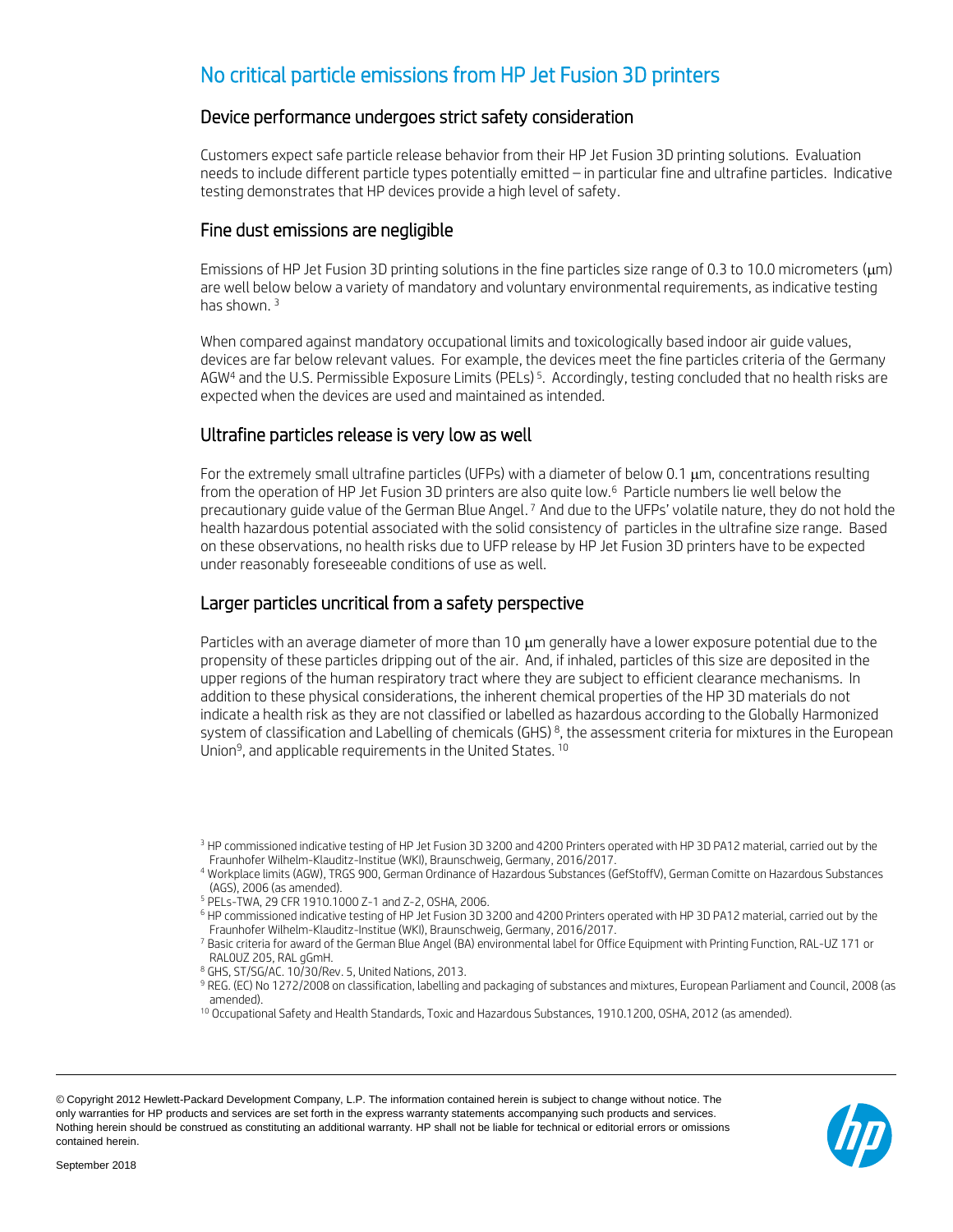# No critical particle emissions from HP Jet Fusion 3D printers

## Device performance undergoes strict safety consideration

Customers expect safe particle release behavior from their HP Jet Fusion 3D printing solutions. Evaluation needs to include different particle types potentially emitted – in particular fine and ultrafine particles. Indicative testing demonstrates that HP devices provide a high level of safety.

## Fine dust emissions are negligible

Emissions of HP Jet Fusion 3D printing solutions in the fine particles size range of 0.3 to 10.0 micrometers (μm) are well below below a variety of mandatory and voluntary environmental requirements, as indicative testing has shown. [3]

When compared against mandatory occupational limits and toxicologically based indoor air guide values, devices are far below relevant values. For example, the devices meet the fine particles criteria of the Germany AGW[4] and the U.S. Permissible Exposure Limits (PELs) [5]. Accordingly, testing concluded that no health risks are expected when the devices are used and maintained as intended.

## Ultrafine particles release is very low as well

For the extremely small ultrafine particles (UFPs) with a diameter of below 0.1 μm, concentrations resulting from the operation of HP Jet Fusion 3D printers are also quite low.[6] Particle numbers lie well below the precautionary guide value of the German Blue Angel. [7] And due to the UFPs' volatile nature, they do not hold the health hazardous potential associated with the solid consistency of particles in the ultrafine size range. Based on these observations, no health risks due to UFP release by HP Jet Fusion 3D printers have to be expected under reasonably foreseeable conditions of use as well.

## Larger particles uncritical from a safety perspective

Particles with an average diameter of more than 10 μm generally have a lower exposure potential due to the propensity of these particles dripping out of the air. And, if inhaled, particles of this size are deposited in the upper regions of the human respiratory tract where they are subject to efficient clearance mechanisms. In addition to these physical considerations, the inherent chemical properties of the HP 3D materials do not indicate a health risk as they are not classified or labelled as hazardous according to the Globally Harmonized system of classification and Labelling of chemicals (GHS) [8], the assessment criteria for mixtures in the European Union[9], and applicable requirements in the United States. [10]

---

[3] HP commissioned indicative testing of HP Jet Fusion 3D 3200 and 4200 Printers operated with HP 3D PA12 material, carried out by the Fraunhofer Wilhelm-Klauditz-Institue (WKI), Braunschweig, Germany, 2016/2017.

[4] Workplace limits (AGW), TRGS 900, German Ordinance of Hazardous Substances (GefStoffV), German Comitte on Hazardous Substances (AGS), 2006 (as amended).

[5] PELs-TWA, 29 CFR 1910.1000 Z-1 and Z-2, OSHA, 2006.

[6] HP commissioned indicative testing of HP Jet Fusion 3D 3200 and 4200 Printers operated with HP 3D PA12 material, carried out by the Fraunhofer Wilhelm-Klauditz-Institue (WKI), Braunschweig, Germany, 2016/2017.

[7] Basic criteria for award of the German Blue Angel (BA) environmental label for Office Equipment with Printing Function, RAL-UZ 171 or RAL0UZ 205, RAL gGmH.

[8] GHS, ST/SG/AC. 10/30/Rev. 5, United Nations, 2013.

[9] REG. (EC) No 1272/2008 on classification, labelling and packaging of substances and mixtures, European Parliament and Council, 2008 (as amended).

[10] Occupational Safety and Health Standards, Toxic and Hazardous Substances, 1910.1200, OSHA, 2012 (as amended).

© Copyright 2012 Hewlett-Packard Development Company, L.P. The information contained herein is subject to change without notice. The only warranties for HP products and services are set forth in the express warranty statements accompanying such products and services. Nothing herein should be construed as constituting an additional warranty. HP shall not be liable for technical or editorial errors or omissions contained herein.

September 2018